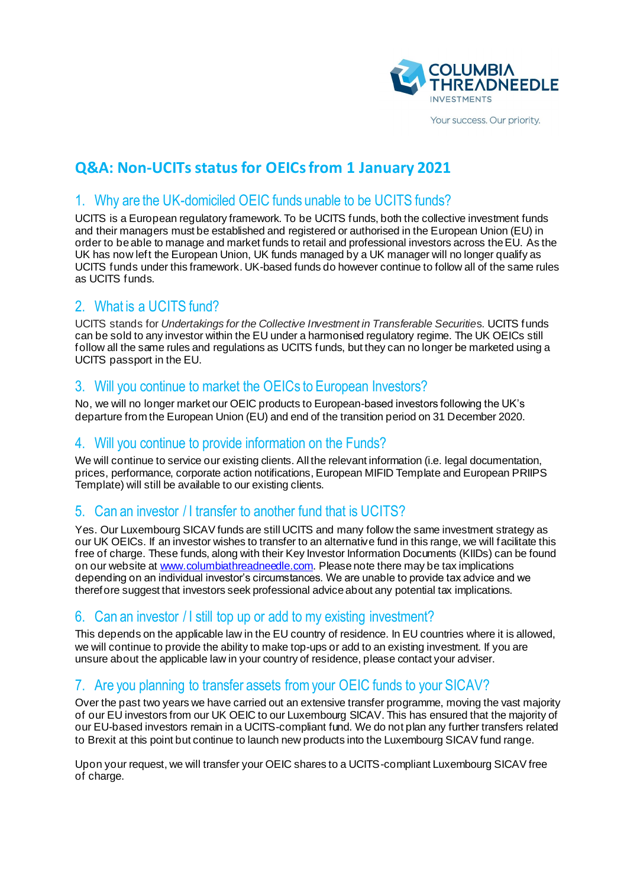COLUMBIA THREADNEEDLE INVESTMENTS

Your success. Our priority.

# Q&A: Non-UCITs status for OEICs from 1 January 2021

## 1. Why are the UK-domiciled OEIC funds unable to be UCITS funds?

UCITS is a European regulatory framework. To be UCITS funds, both the collective investment funds and their managers must be established and registered or authorised in the European Union (EU) in order to be able to manage and market funds to retail and professional investors across the EU. As the UK has now left the European Union, UK funds managed by a UK manager will no longer qualify as UCITS funds under this framework. UK-based funds do however continue to follow all of the same rules as UCITS funds.

## 2. What is a UCITS fund?

UCITS stands for *Undertakings for the Collective Investment in Transferable Securities*. UCITS funds can be sold to any investor within the EU under a harmonised regulatory regime. The UK OEICs still follow all the same rules and regulations as UCITS funds, but they can no longer be marketed using a UCITS passport in the EU.

## 3. Will you continue to market the OEICs to European Investors?

No, we will no longer market our OEIC products to European-based investors following the UK's departure from the European Union (EU) and end of the transition period on 31 December 2020.

## 4. Will you continue to provide information on the Funds?

We will continue to service our existing clients. All the relevant information (i.e. legal documentation, prices, performance, corporate action notifications, European MIFID Template and European PRIIPS Template) will still be available to our existing clients.

## 5. Can an investor / I transfer to another fund that is UCITS?

Yes. Our Luxembourg SICAV funds are still UCITS and many follow the same investment strategy as our UK OEICs. If an investor wishes to transfer to an alternative fund in this range, we will facilitate this free of charge. These funds, along with their Key Investor Information Documents (KIIDs) can be found on our website at [www.columbiathreadneedle.com](www.columbiathreadneedle.com). Please note there may be tax implications depending on an individual investor's circumstances. We are unable to provide tax advice and we therefore suggest that investors seek professional advice about any potential tax implications.

## 6. Can an investor / I still top up or add to my existing investment?

This depends on the applicable law in the EU country of residence. In EU countries where it is allowed, we will continue to provide the ability to make top-ups or add to an existing investment. If you are unsure about the applicable law in your country of residence, please contact your adviser.

## 7. Are you planning to transfer assets from your OEIC funds to your SICAV?

Over the past two years we have carried out an extensive transfer programme, moving the vast majority of our EU investors from our UK OEIC to our Luxembourg SICAV. This has ensured that the majority of our EU-based investors remain in a UCITS-compliant fund. We do not plan any further transfers related to Brexit at this point but continue to launch new products into the Luxembourg SICAV fund range.

Upon your request, we will transfer your OEIC shares to a UCITS-compliant Luxembourg SICAV free of charge.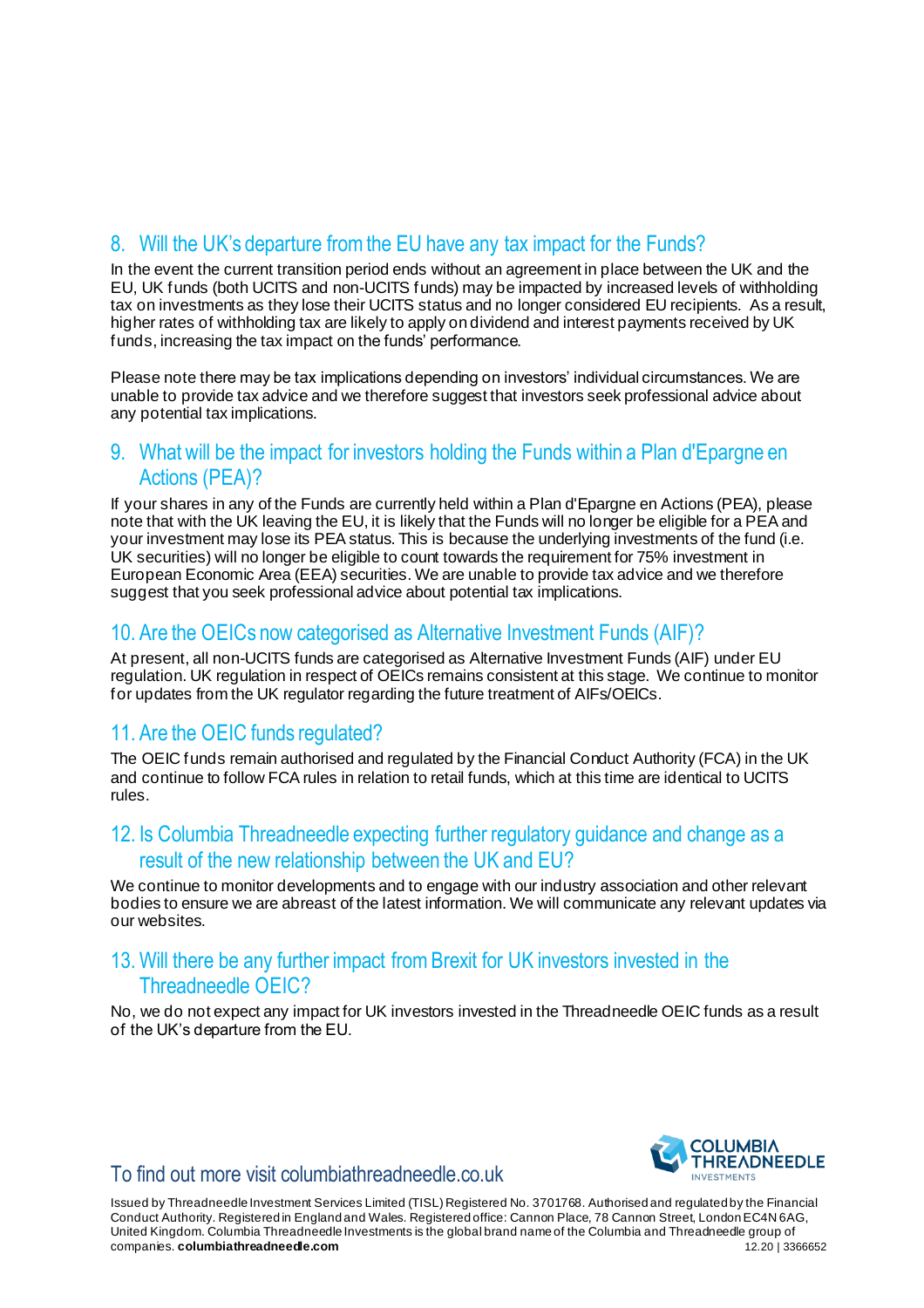## 8. Will the UK's departure from the EU have any tax impact for the Funds?

In the event the current transition period ends without an agreement in place between the UK and the EU, UK funds (both UCITS and non-UCITS funds) may be impacted by increased levels of withholding tax on investments as they lose their UCITS status and no longer considered EU recipients. As a result, higher rates of withholding tax are likely to apply on dividend and interest payments received by UK funds, increasing the tax impact on the funds' performance.

Please note there may be tax implications depending on investors' individual circumstances. We are unable to provide tax advice and we therefore suggest that investors seek professional advice about any potential tax implications.

## 9. What will be the impact for investors holding the Funds within a Plan d'Epargne en Actions (PEA)?

If your shares in any of the Funds are currently held within a Plan d'Epargne en Actions (PEA), please note that with the UK leaving the EU, it is likely that the Funds will no longer be eligible for a PEA and your investment may lose its PEA status. This is because the underlying investments of the fund (i.e. UK securities) will no longer be eligible to count towards the requirement for 75% investment in European Economic Area (EEA) securities. We are unable to provide tax advice and we therefore suggest that you seek professional advice about potential tax implications.

## 10. Are the OEICs now categorised as Alternative Investment Funds (AIF)?

At present, all non-UCITS funds are categorised as Alternative Investment Funds (AIF) under EU regulation. UK regulation in respect of OEICs remains consistent at this stage. We continue to monitor for updates from the UK regulator regarding the future treatment of AIFs/OEICs.

## 11. Are the OEIC funds regulated?

The OEIC funds remain authorised and regulated by the Financial Conduct Authority (FCA) in the UK and continue to follow FCA rules in relation to retail funds, which at this time are identical to UCITS rules.

## 12. Is Columbia Threadneedle expecting further regulatory guidance and change as a result of the new relationship between the UK and EU?

We continue to monitor developments and to engage with our industry association and other relevant bodies to ensure we are abreast of the latest information. We will communicate any relevant updates via our websites.

## 13. Will there be any further impact from Brexit for UK investors invested in the Threadneedle OEIC?

No, we do not expect any impact for UK investors invested in the Threadneedle OEIC funds as a result of the UK's departure from the EU.

To find out more visit columbiathreadneedle.co.uk

Issued by Threadneedle Investment Services Limited (TISL) Registered No. 3701768. Authorised and regulated by the Financial Conduct Authority. Registered in England and Wales. Registered office: Cannon Place, 78 Cannon Street, London EC4N 6AG, United Kingdom. Columbia Threadneedle Investments is the global brand name of the Columbia and Threadneedle group of companies. **columbiathreadneedle.com** 12.20 | 3366652